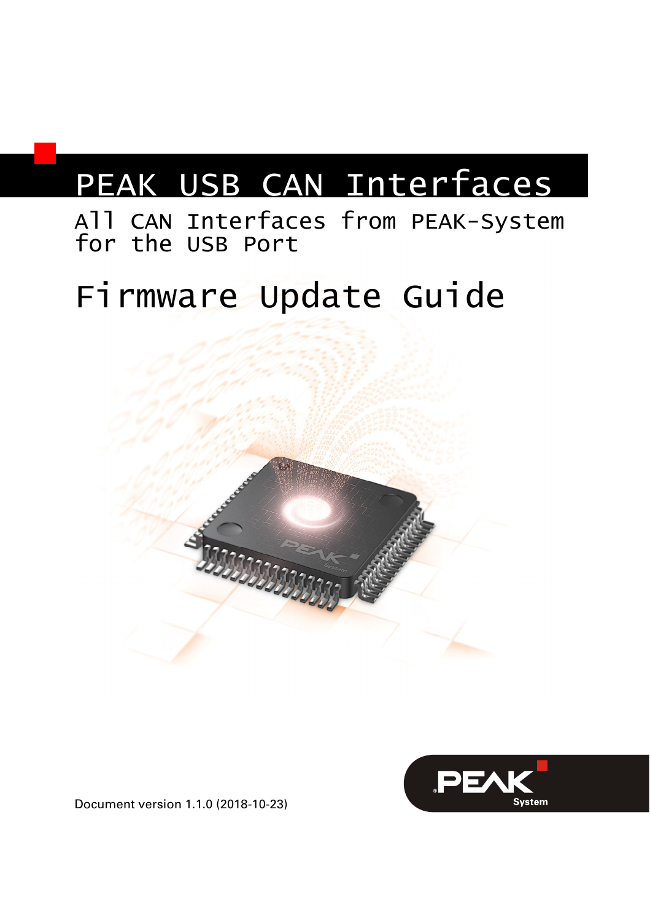# PEAK USB CAN Interfaces

## All CAN Interfaces from PEAK-System for the USB Port

# Firmware Update Guide

Document version 1.1.0 (2018-10-23)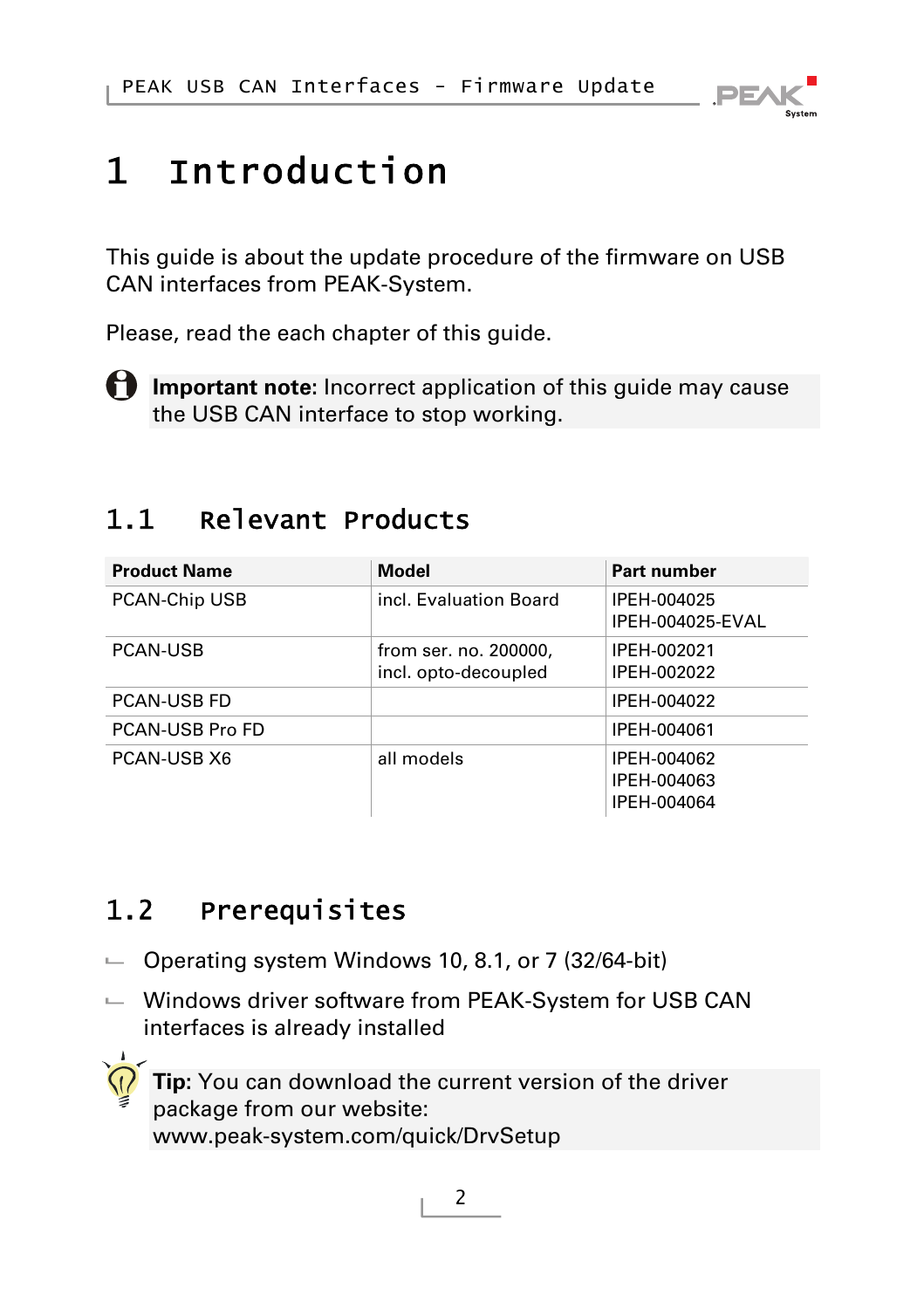# 1 Introduction

This guide is about the update procedure of the firmware on USB CAN interfaces from PEAK-System.

Please, read the each chapter of this guide.

**Important note:** Incorrect application of this guide may cause the USB CAN interface to stop working.

## 1.1 Relevant Products

| Product Name | Model | Part number |
|---|---|---|
| PCAN-Chip USB | incl. Evaluation Board | IPEH-004025<br>IPEH-004025-EVAL |
| PCAN-USB | from ser. no. 200000,<br>incl. opto-decoupled | IPEH-002021<br>IPEH-002022 |
| PCAN-USB FD | | IPEH-004022 |
| PCAN-USB Pro FD | | IPEH-004061 |
| PCAN-USB X6 | all models | IPEH-004062<br>IPEH-004063<br>IPEH-004064 |

## 1.2 Prerequisites

- Operating system Windows 10, 8.1, or 7 (32/64-bit)
- Windows driver software from PEAK-System for USB CAN interfaces is already installed

**Tip:** You can download the current version of the driver package from our website:
www.peak-system.com/quick/DrvSetup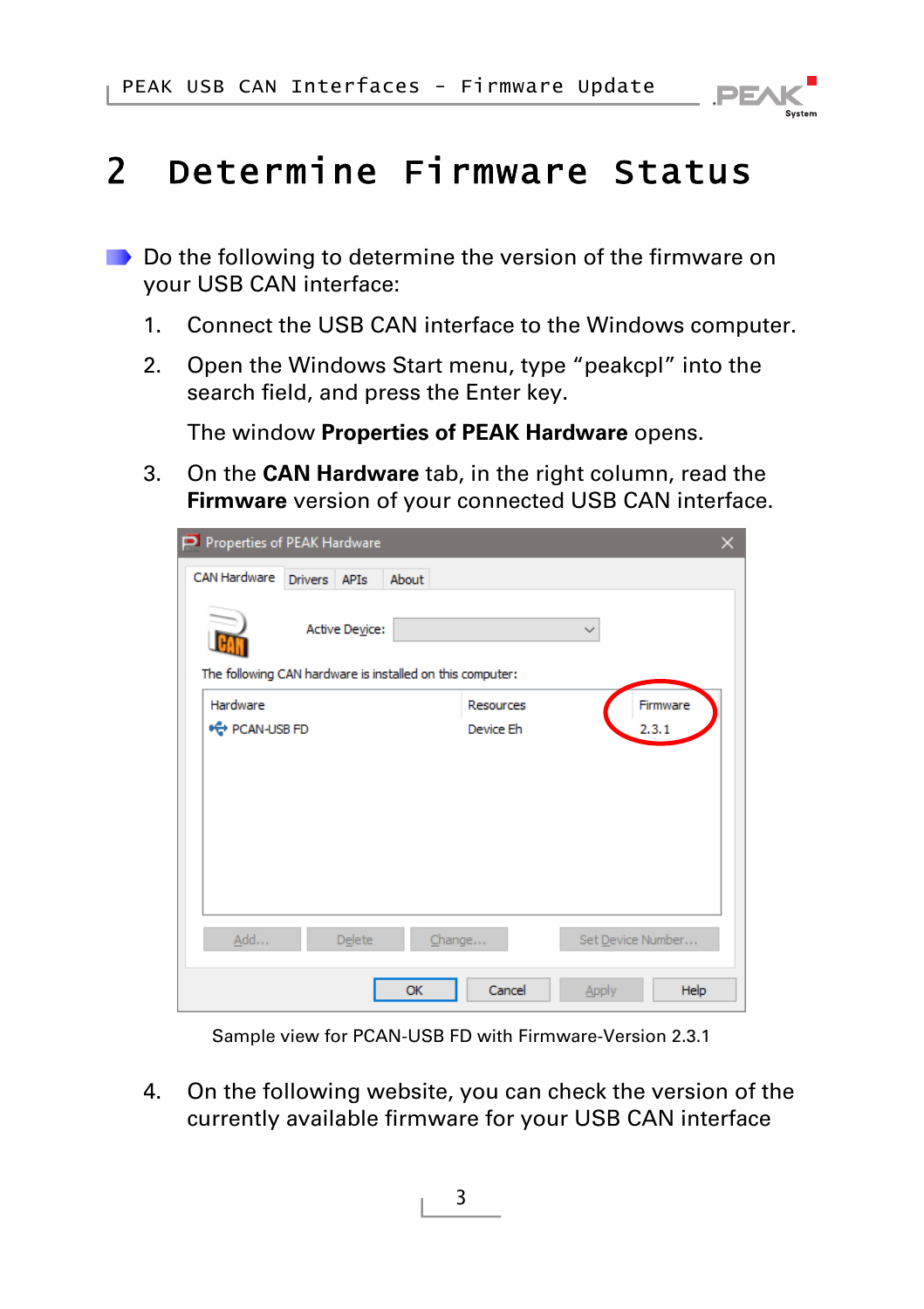# 2 Determine Firmware Status

Do the following to determine the version of the firmware on your USB CAN interface:

1. Connect the USB CAN interface to the Windows computer.
2. Open the Windows Start menu, type “peakcpl” into the search field, and press the Enter key.

   The window **Properties of PEAK Hardware** opens.
3. On the **CAN Hardware** tab, in the right column, read the **Firmware** version of your connected USB CAN interface.

Sample view for PCAN-USB FD with Firmware-Version 2.3.1

4. On the following website, you can check the version of the currently available firmware for your USB CAN interface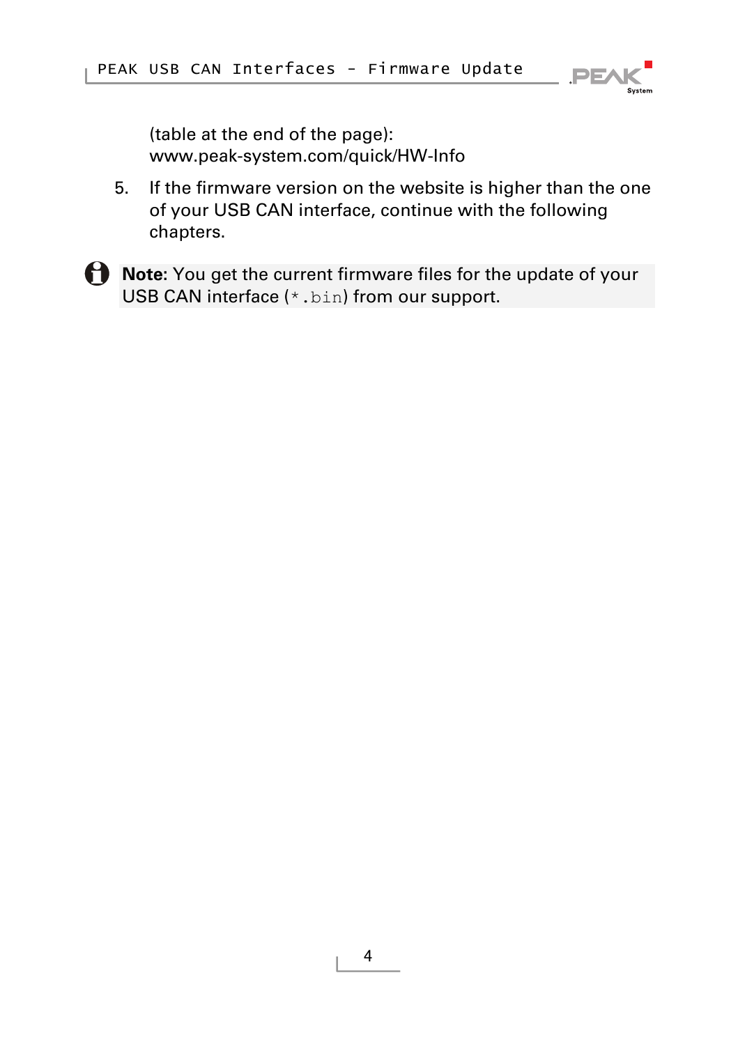(table at the end of the page):
www.peak-system.com/quick/HW-Info

5. If the firmware version on the website is higher than the one of your USB CAN interface, continue with the following chapters.

**Note**: You get the current firmware files for the update of your USB CAN interface (`*.bin`) from our support.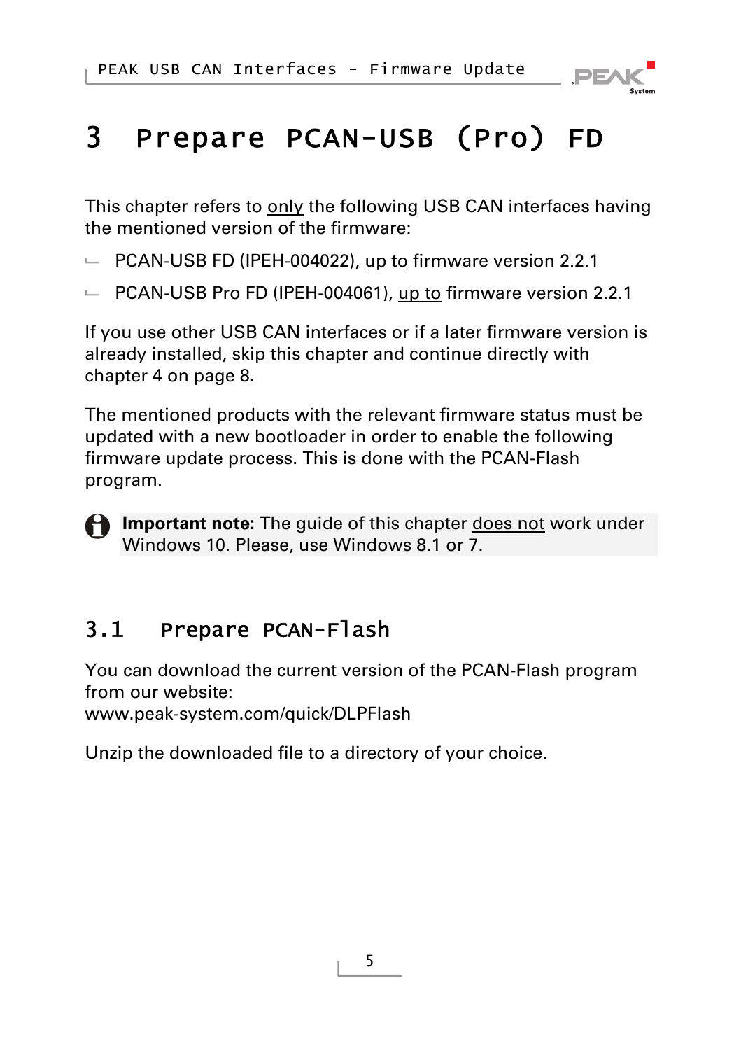# 3 Prepare PCAN-USB (Pro) FD

This chapter refers to only the following USB CAN interfaces having the mentioned version of the firmware:

- PCAN-USB FD (IPEH-004022), up to firmware version 2.2.1
- PCAN-USB Pro FD (IPEH-004061), up to firmware version 2.2.1

If you use other USB CAN interfaces or if a later firmware version is already installed, skip this chapter and continue directly with chapter 4 on page 8.

The mentioned products with the relevant firmware status must be updated with a new bootloader in order to enable the following firmware update process. This is done with the PCAN-Flash program.

> **Important note**: The guide of this chapter does not work under Windows 10. Please, use Windows 8.1 or 7.

## 3.1 Prepare PCAN-Flash

You can download the current version of the PCAN-Flash program from our website:
www.peak-system.com/quick/DLPFlash

Unzip the downloaded file to a directory of your choice.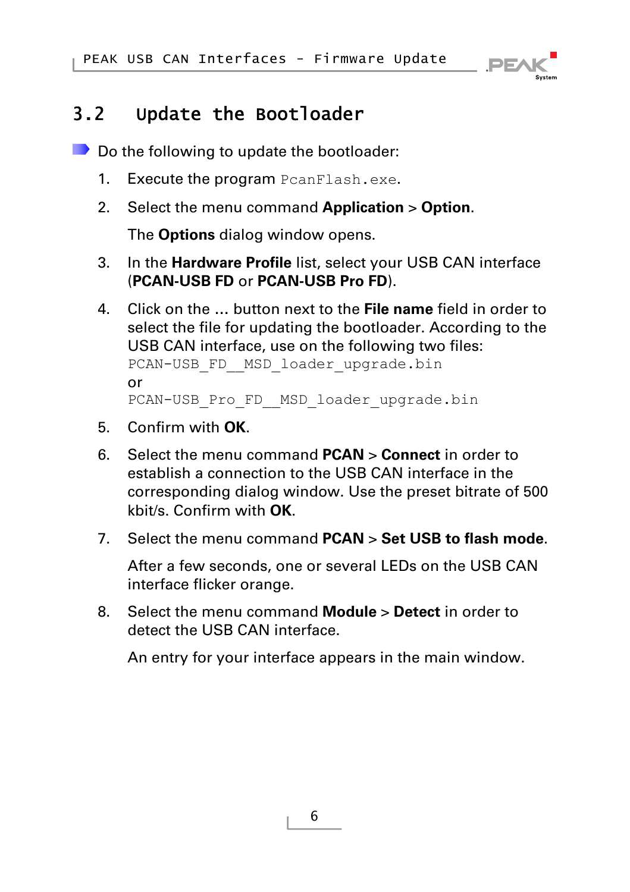## 3.2 Update the Bootloader

Do the following to update the bootloader:

1. Execute the program `PcanFlash.exe`.
2. Select the menu command **Application** > **Option**.

   The **Options** dialog window opens.
3. In the **Hardware Profile** list, select your USB CAN interface (**PCAN-USB FD** or **PCAN-USB Pro FD**).
4. Click on the **...** button next to the **File name** field in order to select the file for updating the bootloader. According to the USB CAN interface, use on the following two files:
   `PCAN-USB_FD__MSD_loader_upgrade.bin`
   or
   `PCAN-USB_Pro_FD__MSD_loader_upgrade.bin`
5. Confirm with **OK**.
6. Select the menu command **PCAN** > **Connect** in order to establish a connection to the USB CAN interface in the corresponding dialog window. Use the preset bitrate of 500 kbit/s. Confirm with **OK**.
7. Select the menu command **PCAN** > **Set USB to flash mode**.

   After a few seconds, one or several LEDs on the USB CAN interface flicker orange.
8. Select the menu command **Module** > **Detect** in order to detect the USB CAN interface.

   An entry for your interface appears in the main window.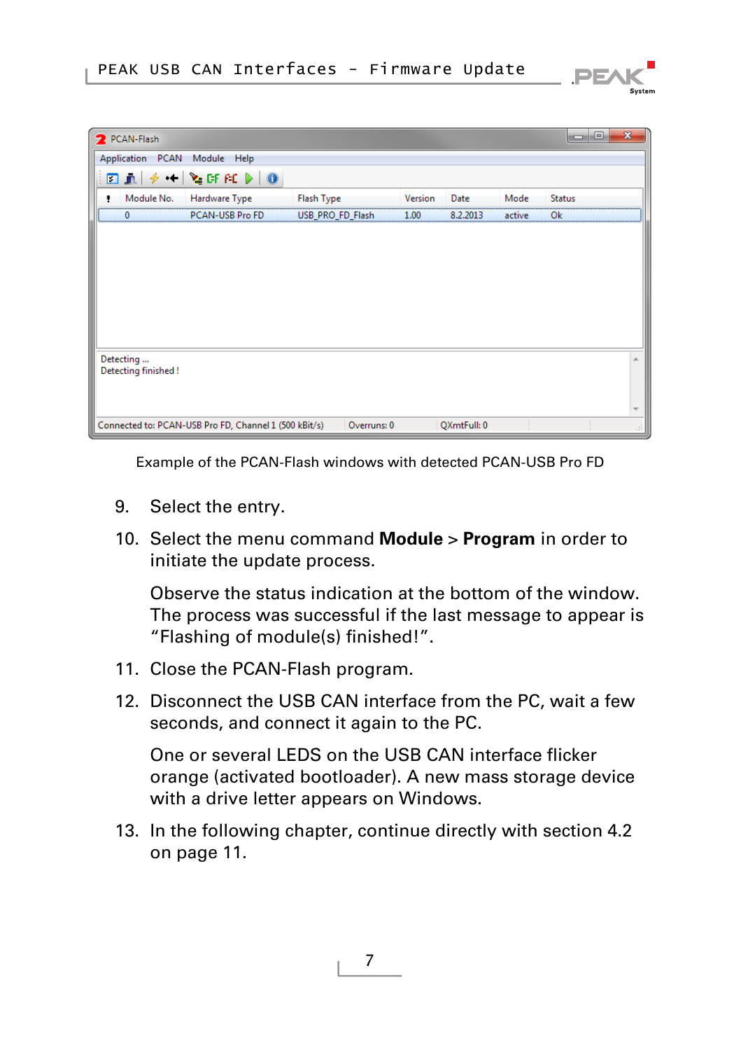Example of the PCAN-Flash windows with detected PCAN-USB Pro FD

9. Select the entry.

10. Select the menu command **Module** > **Program** in order to initiate the update process.

    Observe the status indication at the bottom of the window. The process was successful if the last message to appear is “Flashing of module(s) finished!”.

11. Close the PCAN-Flash program.

12. Disconnect the USB CAN interface from the PC, wait a few seconds, and connect it again to the PC.

    One or several LEDS on the USB CAN interface flicker orange (activated bootloader). A new mass storage device with a drive letter appears on Windows.

13. In the following chapter, continue directly with section 4.2 on page 11.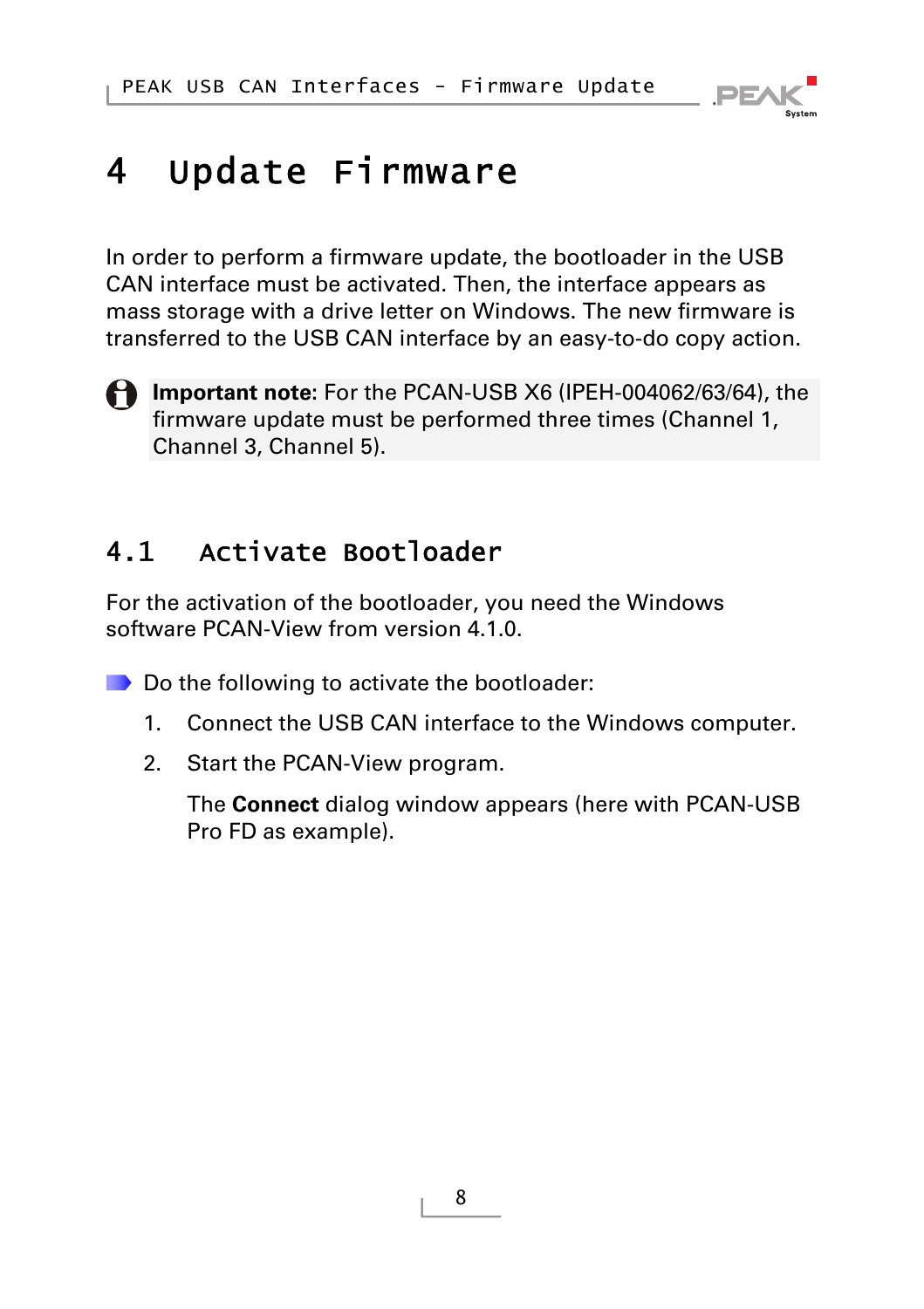# 4 Update Firmware

In order to perform a firmware update, the bootloader in the USB CAN interface must be activated. Then, the interface appears as mass storage with a drive letter on Windows. The new firmware is transferred to the USB CAN interface by an easy-to-do copy action.

> **Important note**: For the PCAN-USB X6 (IPEH-004062/63/64), the firmware update must be performed three times (Channel 1, Channel 3, Channel 5).

## 4.1 Activate Bootloader

For the activation of the bootloader, you need the Windows software PCAN-View from version 4.1.0.

Do the following to activate the bootloader:

1. Connect the USB CAN interface to the Windows computer.
2. Start the PCAN-View program.

   The **Connect** dialog window appears (here with PCAN-USB Pro FD as example).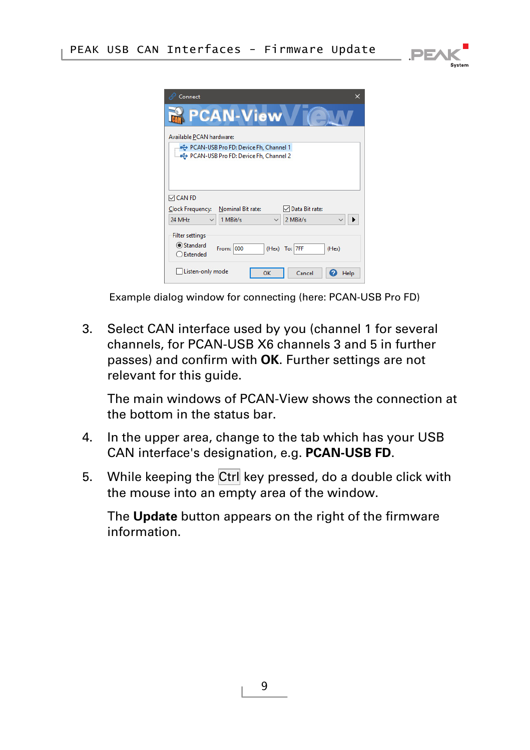Example dialog window for connecting (here: PCAN-USB Pro FD)

3. Select CAN interface used by you (channel 1 for several channels, for PCAN-USB X6 channels 3 and 5 in further passes) and confirm with **OK**. Further settings are not relevant for this guide.

   The main windows of PCAN-View shows the connection at the bottom in the status bar.

4. In the upper area, change to the tab which has your USB CAN interface's designation, e.g. **PCAN-USB FD**.

5. While keeping the Ctrl key pressed, do a double click with the mouse into an empty area of the window.

   The **Update** button appears on the right of the firmware information.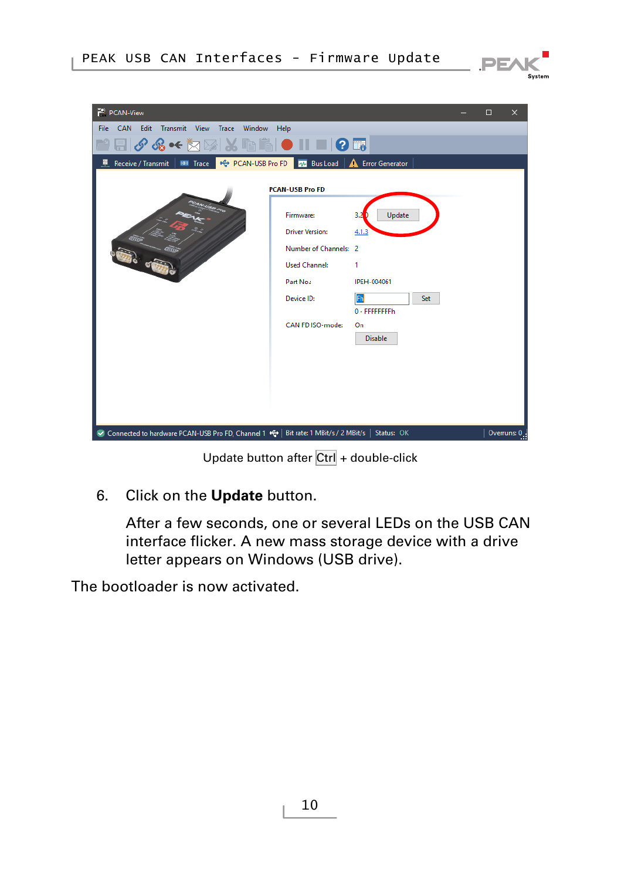Update button after Ctrl + double-click

6. Click on the **Update** button.

   After a few seconds, one or several LEDs on the USB CAN interface flicker. A new mass storage device with a drive letter appears on Windows (USB drive).

The bootloader is now activated.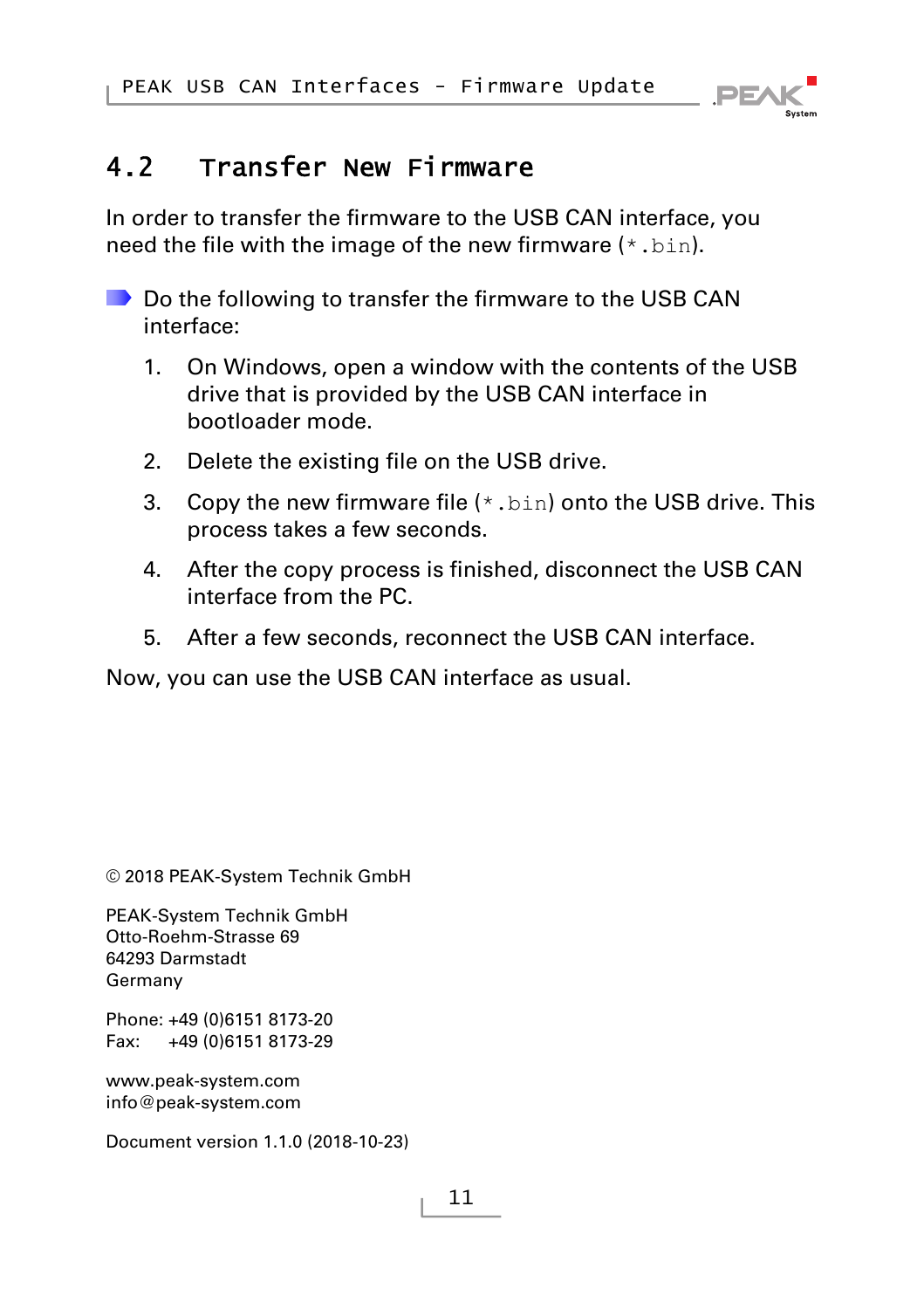## 4.2 Transfer New Firmware

In order to transfer the firmware to the USB CAN interface, you need the file with the image of the new firmware (`*.bin`).

- Do the following to transfer the firmware to the USB CAN interface:

  1. On Windows, open a window with the contents of the USB drive that is provided by the USB CAN interface in bootloader mode.
  2. Delete the existing file on the USB drive.
  3. Copy the new firmware file (`*.bin`) onto the USB drive. This process takes a few seconds.
  4. After the copy process is finished, disconnect the USB CAN interface from the PC.
  5. After a few seconds, reconnect the USB CAN interface.

Now, you can use the USB CAN interface as usual.

© 2018 PEAK-System Technik GmbH

PEAK-System Technik GmbH
Otto-Roehm-Strasse 69
64293 Darmstadt
Germany

Phone: +49 (0)6151 8173-20
Fax: +49 (0)6151 8173-29

www.peak-system.com
info@peak-system.com

Document version 1.1.0 (2018-10-23)